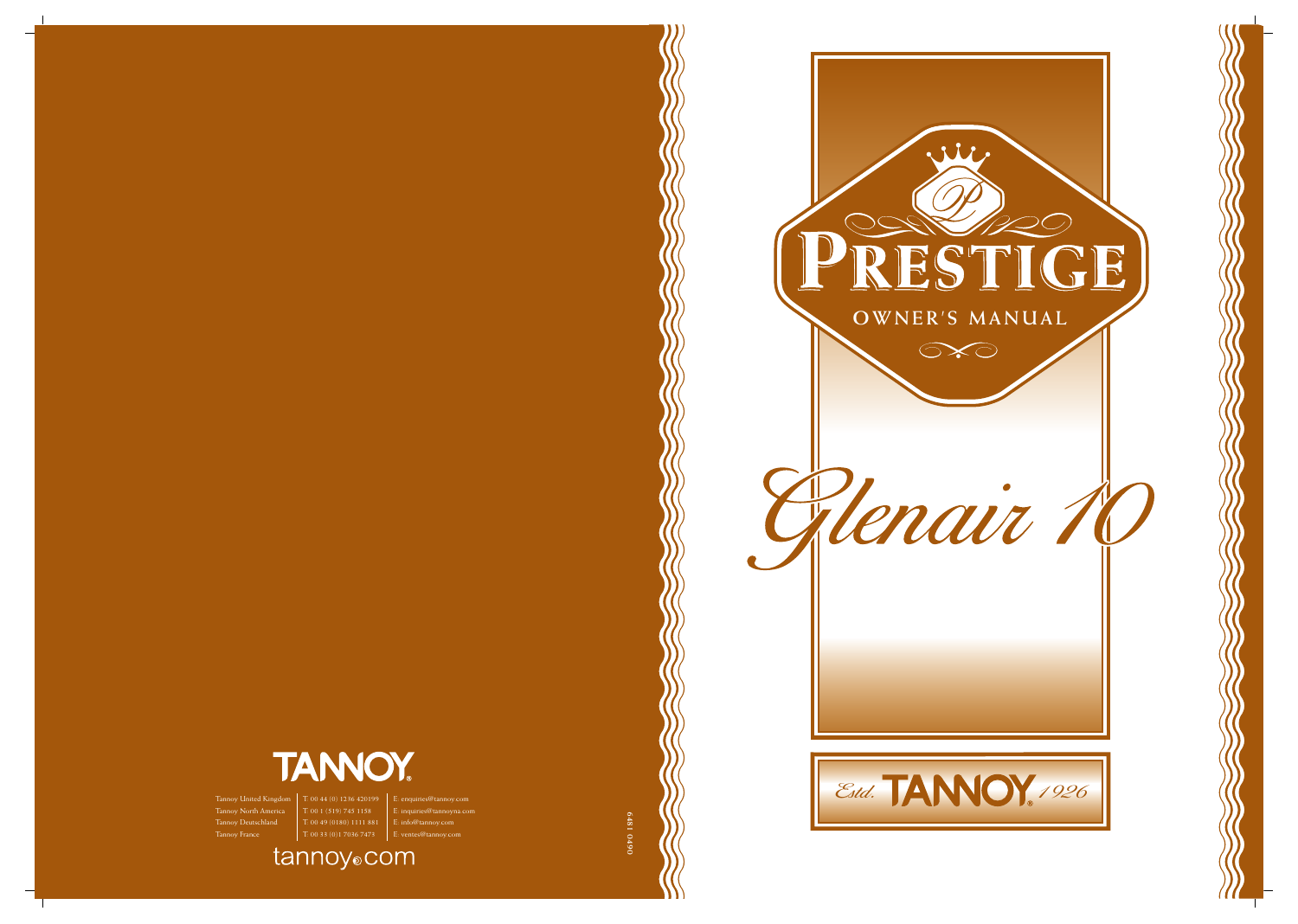# PRESTIGE

OWNER'S MANUAL

*Glenair 10*

Estd. TANNOY 1926

TANNOY

| | | |
|---|---|---|
| Tannoy United Kingdom | T: 00 44 (0) 1236 420199 | E: enquiries@tannoy.com |
| Tannoy North America | T: 00 1 (519) 745 1158 | E: inquiries@tannoyna.com |
| Tannoy Deutschland | T: 00 49 (0180) 1111 881 | E: info@tannoy.com |
| Tannoy France | T: 00 33 (0)1 7036 7473 | E: ventes@tannoy.com |

tannoy.com

6481 0490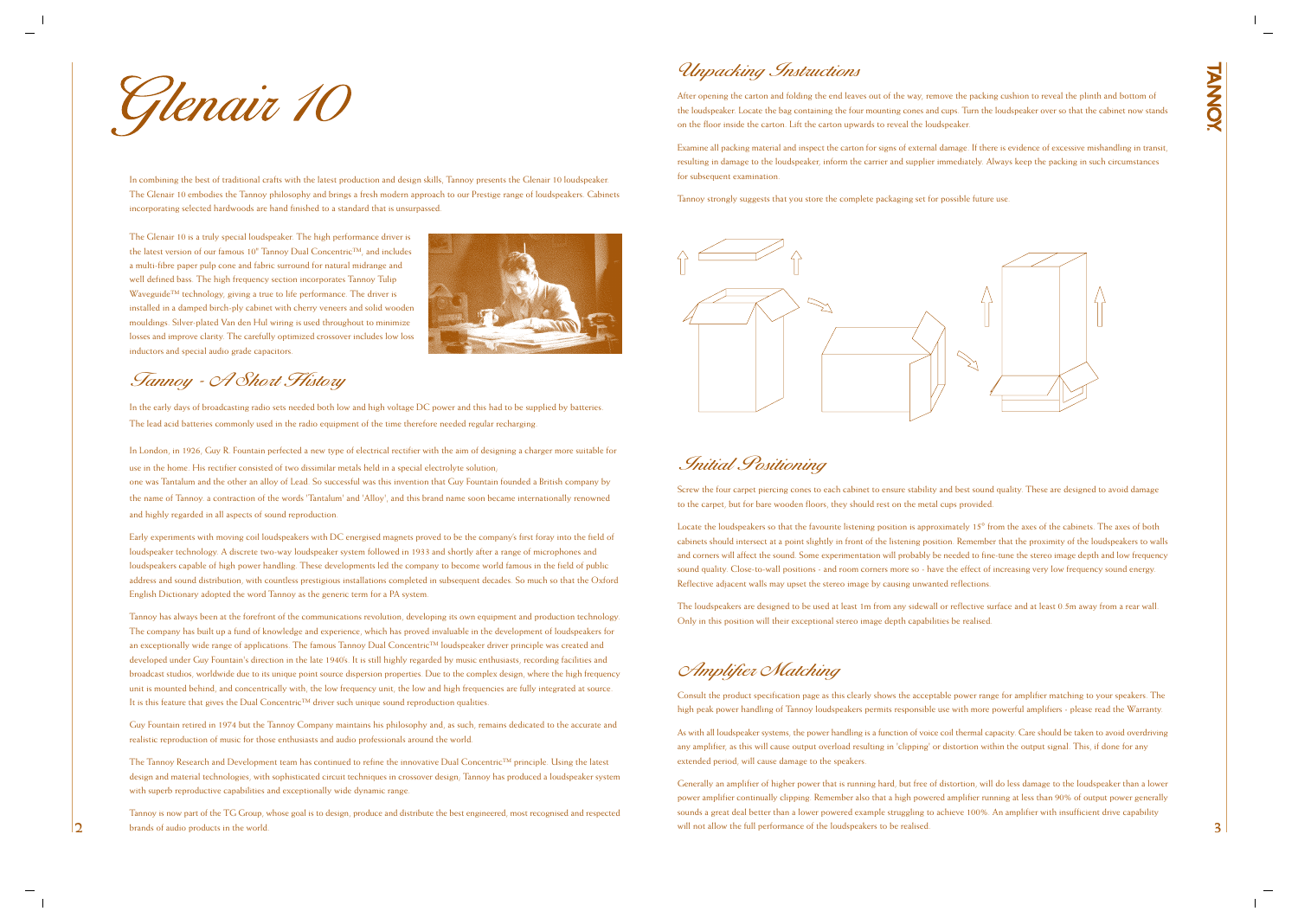# Glenair 10

In combining the best of traditional crafts with the latest production and design skills, Tannoy presents the Glenair 10 loudspeaker. The Glenair 10 embodies the Tannoy philosophy and brings a fresh modern approach to our Prestige range of loudspeakers. Cabinets incorporating selected hardwoods are hand finished to a standard that is unsurpassed.

The Glenair 10 is a truly special loudspeaker. The high performance driver is the latest version of our famous 10" Tannoy Dual Concentric™, and includes a multi-fibre paper pulp cone and fabric surround for natural midrange and well defined bass. The high frequency section incorporates Tannoy Tulip Waveguide™ technology, giving a true to life performance. The driver is installed in a damped birch-ply cabinet with cherry veneers and solid wooden mouldings. Silver-plated Van den Hul wiring is used throughout to minimize losses and improve clarity. The carefully optimized crossover includes low loss inductors and special audio grade capacitors.

## Tannoy - A Short History

In the early days of broadcasting radio sets needed both low and high voltage DC power and this had to be supplied by batteries. The lead acid batteries commonly used in the radio equipment of the time therefore needed regular recharging.

In London, in 1926, Guy R. Fountain perfected a new type of electrical rectifier with the aim of designing a charger more suitable for use in the home. His rectifier consisted of two dissimilar metals held in a special electrolyte solution, one was Tantalum and the other an alloy of Lead. So successful was this invention that Guy Fountain founded a British company by the name of Tannoy: a contraction of the words 'Tantalum' and 'Alloy', and this brand name soon became internationally renowned and highly regarded in all aspects of sound reproduction.

Early experiments with moving coil loudspeakers with DC energised magnets proved to be the company's first foray into the field of loudspeaker technology. A discrete two-way loudspeaker system followed in 1933 and shortly after a range of microphones and loudspeakers capable of high power handling. These developments led the company to become world famous in the field of public address and sound distribution, with countless prestigious installations completed in subsequent decades. So much so that the Oxford English Dictionary adopted the word Tannoy as the generic term for a PA system.

Tannoy has always been at the forefront of the communications revolution, developing its own equipment and production technology. The company has built up a fund of knowledge and experience, which has proved invaluable in the development of loudspeakers for an exceptionally wide range of applications. The famous Tannoy Dual Concentric™ loudspeaker driver principle was created and developed under Guy Fountain's direction in the late 1940's. It is still highly regarded by music enthusiasts, recording facilities and broadcast studios, worldwide due to its unique point source dispersion properties. Due to the complex design, where the high frequency unit is mounted behind, and concentrically with, the low frequency unit, the low and high frequencies are fully integrated at source. It is this feature that gives the Dual Concentric™ driver such unique sound reproduction qualities.

Guy Fountain retired in 1974 but the Tannoy Company maintains his philosophy and, as such, remains dedicated to the accurate and realistic reproduction of music for those enthusiasts and audio professionals around the world.

The Tannoy Research and Development team has continued to refine the innovative Dual Concentric™ principle. Using the latest design and material technologies, with sophisticated circuit techniques in crossover design, Tannoy has produced a loudspeaker system with superb reproductive capabilities and exceptionally wide dynamic range.

Tannoy is now part of the TC Group, whose goal is to design, produce and distribute the best engineered, most recognised and respected brands of audio products in the world.

## Unpacking Instructions

After opening the carton and folding the end leaves out of the way, remove the packing cushion to reveal the plinth and bottom of the loudspeaker. Locate the bag containing the four mounting cones and cups. Turn the loudspeaker over so that the cabinet now stands on the floor inside the carton. Lift the carton upwards to reveal the loudspeaker.

Examine all packing material and inspect the carton for signs of external damage. If there is evidence of excessive mishandling in transit, resulting in damage to the loudspeaker, inform the carrier and supplier immediately. Always keep the packing in such circumstances for subsequent examination.

Tannoy strongly suggests that you store the complete packaging set for possible future use.

## Initial Positioning

Screw the four carpet piercing cones to each cabinet to ensure stability and best sound quality. These are designed to avoid damage to the carpet, but for bare wooden floors, they should rest on the metal cups provided.

Locate the loudspeakers so that the favourite listening position is approximately 15° from the axes of the cabinets. The axes of both cabinets should intersect at a point slightly in front of the listening position. Remember that the proximity of the loudspeakers to walls and corners will affect the sound. Some experimentation will probably be needed to fine-tune the stereo image depth and low frequency sound quality. Close-to-wall positions - and room corners more so - have the effect of increasing very low frequency sound energy. Reflective adjacent walls may upset the stereo image by causing unwanted reflections.

The loudspeakers are designed to be used at least 1m from any sidewall or reflective surface and at least 0.5m away from a rear wall. Only in this position will their exceptional stereo image depth capabilities be realised.

## Amplifier Matching

Consult the product specification page as this clearly shows the acceptable power range for amplifier matching to your speakers. The high peak power handling of Tannoy loudspeakers permits responsible use with more powerful amplifiers - please read the Warranty.

As with all loudspeaker systems, the power handling is a function of voice coil thermal capacity. Care should be taken to avoid overdriving any amplifier, as this will cause output overload resulting in 'clipping' or distortion within the output signal. This, if done for any extended period, will cause damage to the speakers.

Generally an amplifier of higher power that is running hard, but free of distortion, will do less damage to the loudspeaker than a lower power amplifier continually clipping. Remember also that a high powered amplifier running at less than 90% of output power generally sounds a great deal better than a lower powered example struggling to achieve 100%. An amplifier with insufficient drive capability will not allow the full performance of the loudspeakers to be realised.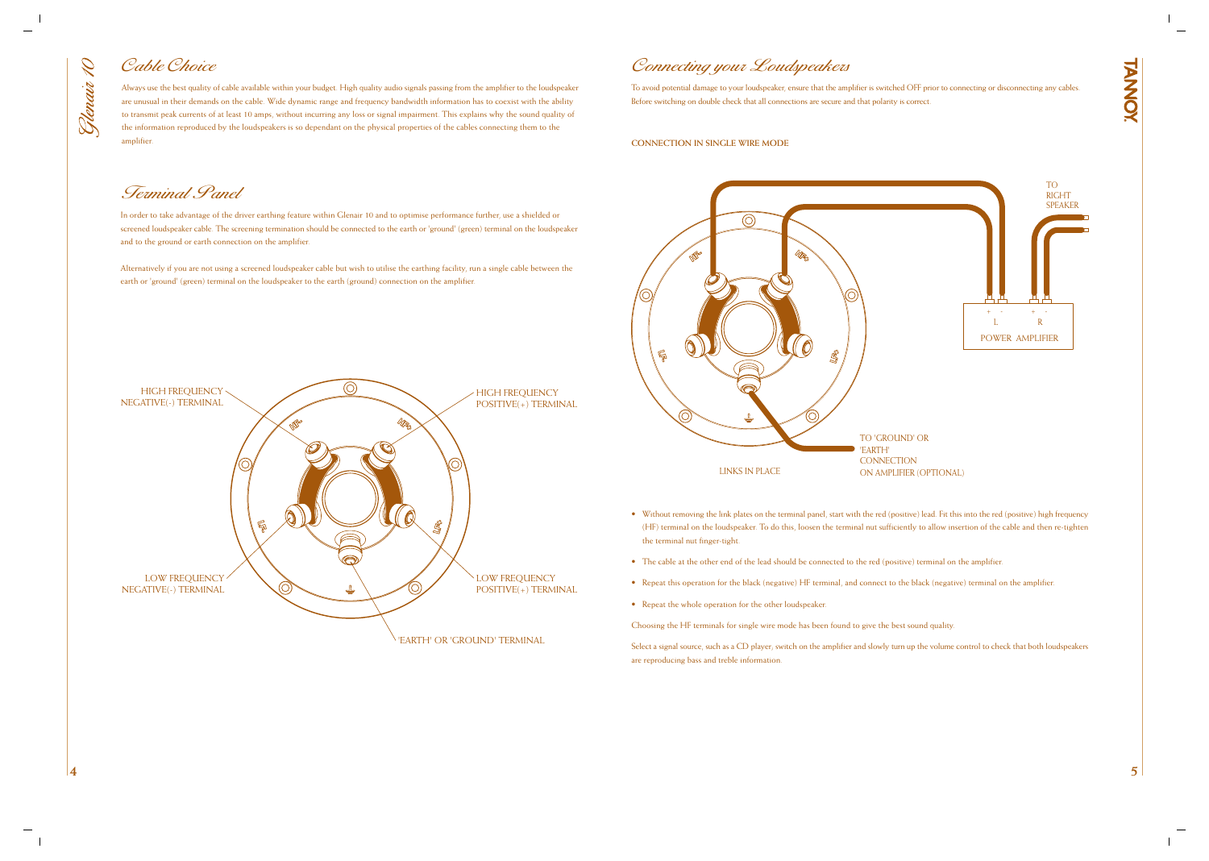## Cable Choice

Always use the best quality of cable available within your budget. High quality audio signals passing from the amplifier to the loudspeaker are unusual in their demands on the cable. Wide dynamic range and frequency bandwidth information has to coexist with the ability to transmit peak currents of at least 10 amps, without incurring any loss or signal impairment. This explains why the sound quality of the information reproduced by the loudspeakers is so dependant on the physical properties of the cables connecting them to the amplifier.

## Terminal Panel

In order to take advantage of the driver earthing feature within Glenair 10 and to optimise performance further, use a shielded or screened loudspeaker cable. The screening termination should be connected to the earth or 'ground' (green) terminal on the loudspeaker and to the ground or earth connection on the amplifier.

Alternatively if you are not using a screened loudspeaker cable but wish to utilise the earthing facility, run a single cable between the earth or 'ground' (green) terminal on the loudspeaker to the earth (ground) connection on the amplifier.

HIGH FREQUENCY NEGATIVE(-) TERMINAL

HIGH FREQUENCY POSITIVE(+) TERMINAL

LOW FREQUENCY NEGATIVE(-) TERMINAL

LOW FREQUENCY POSITIVE(+) TERMINAL

'EARTH' OR 'GROUND' TERMINAL

## Connecting your Loudspeakers

To avoid potential damage to your loudspeaker, ensure that the amplifier is switched OFF prior to connecting or disconnecting any cables. Before switching on double check that all connections are secure and that polarity is correct.

### CONNECTION IN SINGLE WIRE MODE

TO RIGHT SPEAKER

\+ - L

\+ - R

POWER AMPLIFIER

LINKS IN PLACE

TO 'GROUND' OR 'EARTH' CONNECTION ON AMPLIFIER (OPTIONAL)

- Without removing the link plates on the terminal panel, start with the red (positive) lead. Fit this into the red (positive) high frequency (HF) terminal on the loudspeaker. To do this, loosen the terminal nut sufficiently to allow insertion of the cable and then re-tighten the terminal nut finger-tight.
- The cable at the other end of the lead should be connected to the red (positive) terminal on the amplifier.
- Repeat this operation for the black (negative) HF terminal, and connect to the black (negative) terminal on the amplifier.
- Repeat the whole operation for the other loudspeaker.

Choosing the HF terminals for single wire mode has been found to give the best sound quality.

Select a signal source, such as a CD player, switch on the amplifier and slowly turn up the volume control to check that both loudspeakers are reproducing bass and treble information.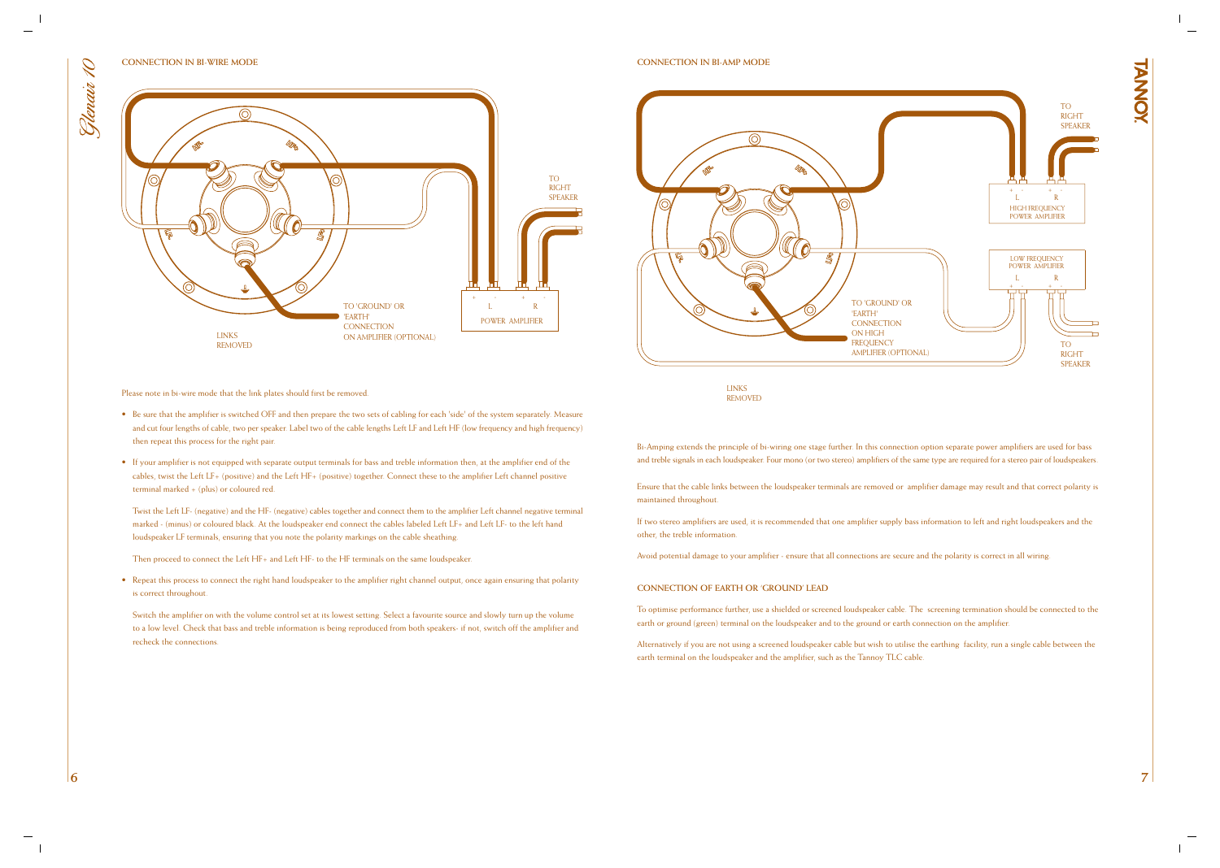## CONNECTION IN BI-WIRE MODE

TO RIGHT SPEAKER

TO 'GROUND' OR 'EARTH' CONNECTION ON AMPLIFIER (OPTIONAL)

LINKS REMOVED

POWER AMPLIFIER

Please note in bi-wire mode that the link plates should first be removed.

- Be sure that the amplifier is switched OFF and then prepare the two sets of cabling for each 'side' of the system separately. Measure and cut four lengths of cable, two per speaker. Label two of the cable lengths Left LF and Left HF (low frequency and high frequency) then repeat this process for the right pair.

- If your amplifier is not equipped with separate output terminals for bass and treble information then, at the amplifier end of the cables, twist the Left LF+ (positive) and the Left HF+ (positive) together. Connect these to the amplifier Left channel positive terminal marked + (plus) or coloured red.

  Twist the Left LF- (negative) and the HF- (negative) cables together and connect them to the amplifier Left channel negative terminal marked - (minus) or coloured black. At the loudspeaker end connect the cables labeled Left LF+ and Left LF- to the left hand loudspeaker LF terminals, ensuring that you note the polarity markings on the cable sheathing.

  Then proceed to connect the Left HF+ and Left HF- to the HF terminals on the same loudspeaker.

- Repeat this process to connect the right hand loudspeaker to the amplifier right channel output, once again ensuring that polarity is correct throughout.

  Switch the amplifier on with the volume control set at its lowest setting. Select a favourite source and slowly turn up the volume to a low level. Check that bass and treble information is being reproduced from both speakers- if not, switch off the amplifier and recheck the connections.

## CONNECTION IN BI-AMP MODE

TO RIGHT SPEAKER

HIGH FREQUENCY POWER AMPLIFIER

LOW FREQUENCY POWER AMPLIFIER

TO 'GROUND' OR 'EARTH' CONNECTION ON HIGH FREQUENCY AMPLIFIER (OPTIONAL)

TO RIGHT SPEAKER

LINKS REMOVED

Bi-Amping extends the principle of bi-wiring one stage further. In this connection option separate power amplifiers are used for bass and treble signals in each loudspeaker. Four mono (or two stereo) amplifiers of the same type are required for a stereo pair of loudspeakers.

Ensure that the cable links between the loudspeaker terminals are removed or amplifier damage may result and that correct polarity is maintained throughout.

If two stereo amplifiers are used, it is recommended that one amplifier supply bass information to left and right loudspeakers and the other, the treble information.

Avoid potential damage to your amplifier - ensure that all connections are secure and the polarity is correct in all wiring.

### CONNECTION OF EARTH OR 'GROUND' LEAD

To optimise performance further, use a shielded or screened loudspeaker cable. The screening termination should be connected to the earth or ground (green) terminal on the loudspeaker and to the ground or earth connection on the amplifier.

Alternatively if you are not using a screened loudspeaker cable but wish to utilise the earthing facility, run a single cable between the earth terminal on the loudspeaker and the amplifier, such as the Tannoy TLC cable.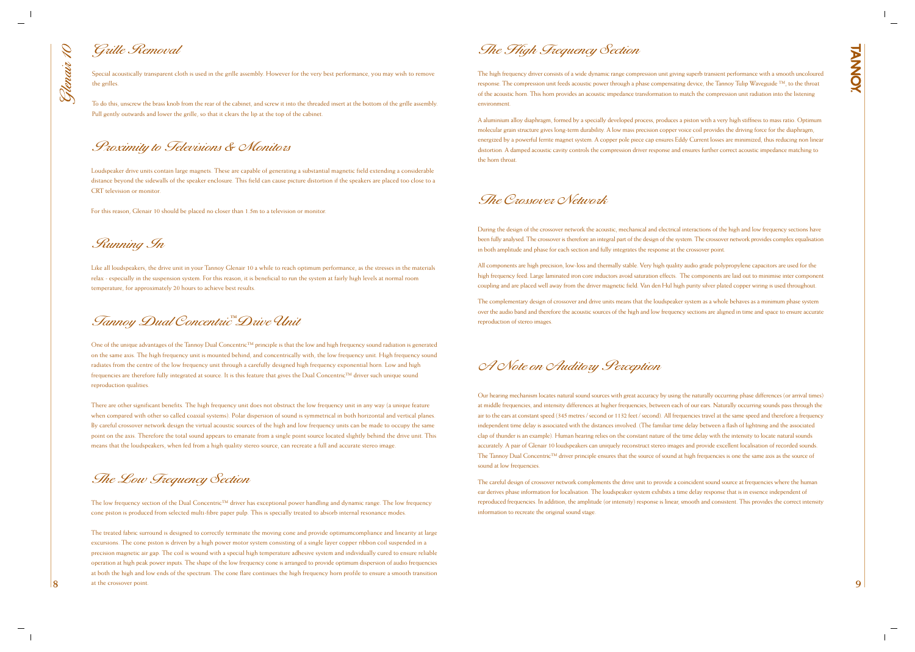## Grille Removal

Special acoustically transparent cloth is used in the grille assembly. However for the very best performance, you may wish to remove the grilles.

To do this, unscrew the brass knob from the rear of the cabinet, and screw it into the threaded insert at the bottom of the grille assembly. Pull gently outwards and lower the grille, so that it clears the lip at the top of the cabinet.

## Proximity to Televisions & Monitors

Loudspeaker drive units contain large magnets. These are capable of generating a substantial magnetic field extending a considerable distance beyond the sidewalls of the speaker enclosure. This field can cause picture distortion if the speakers are placed too close to a CRT television or monitor.

For this reason, Glenair 10 should be placed no closer than 1.5m to a television or monitor.

## Running In

Like all loudspeakers, the drive unit in your Tannoy Glenair 10 a while to reach optimum performance, as the stresses in the materials relax - especially in the suspension system. For this reason, it is beneficial to run the system at fairly high levels at normal room temperature, for approximately 20 hours to achieve best results.

## Tannoy Dual Concentric™ Drive Unit

One of the unique advantages of the Tannoy Dual Concentric™ principle is that the low and high frequency sound radiation is generated on the same axis. The high frequency unit is mounted behind, and concentrically with, the low frequency unit. High frequency sound radiates from the centre of the low frequency unit through a carefully designed high frequency exponential horn. Low and high frequencies are therefore fully integrated at source. It is this feature that gives the Dual Concentric™ driver such unique sound reproduction qualities.

There are other significant benefits. The high frequency unit does not obstruct the low frequency unit in any way (a unique feature when compared with other so called coaxial systems). Polar dispersion of sound is symmetrical in both horizontal and vertical planes. By careful crossover network design the virtual acoustic sources of the high and low frequency units can be made to occupy the same point on the axis. Therefore the total sound appears to emanate from a single point source located slightly behind the drive unit. This means that the loudspeakers, when fed from a high quality stereo source, can recreate a full and accurate stereo image.

## The Low Frequency Section

The low frequency section of the Dual Concentric™ driver has exceptional power handling and dynamic range. The low frequency cone piston is produced from selected multi-fibre paper pulp. This is specially treated to absorb internal resonance modes.

The treated fabric surround is designed to correctly terminate the moving cone and provide optimumcompliance and linearity at large excursions. The cone piston is driven by a high power motor system consisting of a single layer copper ribbon coil suspended in a precision magnetic air gap. The coil is wound with a special high temperature adhesive system and individually cured to ensure reliable operation at high peak power inputs. The shape of the low frequency cone is arranged to provide optimum dispersion of audio frequencies at both the high and low ends of the spectrum. The cone flare continues the high frequency horn profile to ensure a smooth transition at the crossover point.

## The High Frequency Section

The high frequency driver consists of a wide dynamic range compression unit giving superb transient performance with a smooth uncoloured response. The compression unit feeds acoustic power through a phase compensating device, the Tannoy Tulip Waveguide ™, to the throat of the acoustic horn. This horn provides an acoustic impedance transformation to match the compression unit radiation into the listening environment.

A aluminium alloy diaphragm, formed by a specially developed process, produces a piston with a very high stiffness to mass ratio. Optimum molecular grain structure gives long-term durability. A low mass precision copper voice coil provides the driving force for the diaphragm, energized by a powerful ferrite magnet system. A copper pole piece cap ensures Eddy Current losses are minimized, thus reducing non linear distortion. A damped acoustic cavity controls the compression driver response and ensures further correct acoustic impedance matching to the horn throat.

## The Crossover Network

During the design of the crossover network the acoustic, mechanical and electrical interactions of the high and low frequency sections have been fully analysed. The crossover is therefore an integral part of the design of the system. The crossover network provides complex equalisation in both amplitude and phase for each section and fully integrates the response at the crossover point.

All components are high precision, low-loss and thermally stable. Very high quality audio grade polypropylene capacitors are used for the high frequency feed. Large laminated iron core inductors avoid saturation effects. The components are laid out to minimise inter component coupling and are placed well away from the driver magnetic field. Van den Hul high purity silver plated copper wiring is used throughout.

The complementary design of crossover and drive units means that the loudspeaker system as a whole behaves as a minimum phase system over the audio band and therefore the acoustic sources of the high and low frequency sections are aligned in time and space to ensure accurate reproduction of stereo images.

## A Note on Auditory Perception

Our hearing mechanism locates natural sound sources with great accuracy by using the naturally occurring phase differences (or arrival times) at middle frequencies, and intensity differences at higher frequencies, between each of our ears. Naturally occurring sounds pass through the air to the ears at constant speed (345 metres / second or 1132 feet / second). All frequencies travel at the same speed and therefore a frequency independent time delay is associated with the distances involved. (The familiar time delay between a flash of lightning and the associated clap of thunder is an example). Human hearing relies on the constant nature of the time delay with the intensity to locate natural sounds accurately. A pair of Glenair 10 loudspeakers can uniquely reconstruct stereo images and provide excellent localisation of recorded sounds. The Tannoy Dual Concentric™ driver principle ensures that the source of sound at high frequencies is one the same axis as the source of sound at low frequencies.

The careful design of crossover network complements the drive unit to provide a coincident sound source at frequencies where the human ear derives phase information for localisation. The loudspeaker system exhibits a time delay response that is in essence independent of reproduced frequencies. In addition, the amplitude (or intensity) response is linear, smooth and consistent. This provides the correct intensity information to recreate the original sound stage.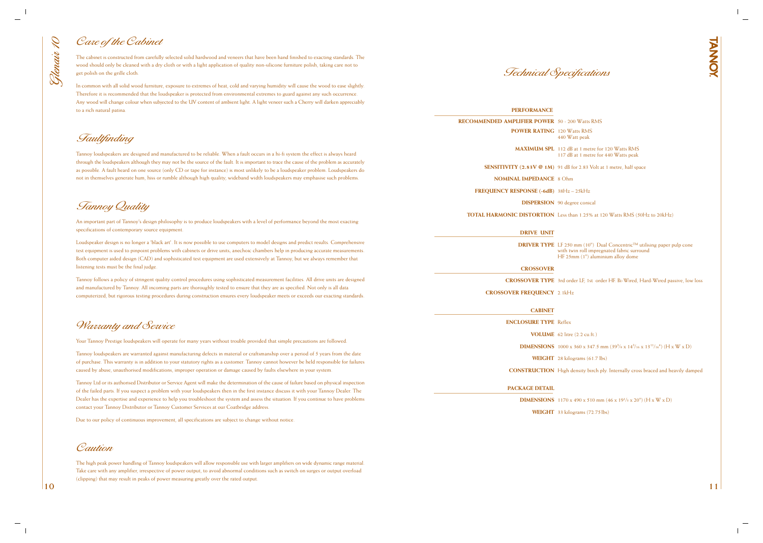## Care of the Cabinet

The cabinet is constructed from carefully selected solid hardwood and veneers that have been hand finished to exacting standards. The wood should only be cleaned with a dry cloth or with a light application of quality non-silicone furniture polish, taking care not to get polish on the grille cloth.

In common with all solid wood furniture, exposure to extremes of heat, cold and varying humidity will cause the wood to ease slightly. Therefore it is recommended that the loudspeaker is protected from environmental extremes to guard against any such occurrence. Any wood will change colour when subjected to the UV content of ambient light. A light veneer such a Cherry will darken appreciably to a rich natural patina.

## Faultfinding

Tannoy loudspeakers are designed and manufactured to be reliable. When a fault occurs in a hi-fi system the effect is always heard through the loudspeakers although they may not be the source of the fault. It is important to trace the cause of the problem as accurately as possible. A fault heard on one source (only CD or tape for instance) is most unlikely to be a loudspeaker problem. Loudspeakers do not in themselves generate hum, hiss or rumble although high quality, wideband width loudspeakers may emphasise such problems.

## Tannoy Quality

An important part of Tannoy's design philosophy is to produce loudspeakers with a level of performance beyond the most exacting specifications of contemporary source equipment.

Loudspeaker design is no longer a 'black art'. It is now possible to use computers to model designs and predict results. Comprehensive test equipment is used to pinpoint problems with cabinets or drive units; anechoic chambers help in producing accurate measurements. Both computer aided design (CAD) and sophisticated test equipment are used extensively at Tannoy, but we always remember that listening tests must be the final judge.

Tannoy follows a policy of stringent quality control procedures using sophisticated measurement facilities. All drive units are designed and manufactured by Tannoy. All incoming parts are thoroughly tested to ensure that they are as specified. Not only is all data computerized, but rigorous testing procedures during construction ensures every loudspeaker meets or exceeds our exacting standards.

## Warranty and Service

Your Tannoy Prestige loudspeakers will operate for many years without trouble provided that simple precautions are followed.

Tannoy loudspeakers are warranted against manufacturing defects in material or craftsmanship over a period of 5 years from the date of purchase. This warranty is in addition to your statutory rights as a customer. Tannoy cannot however be held responsible for failures caused by abuse, unauthorised modifications, improper operation or damage caused by faults elsewhere in your system.

Tannoy Ltd or its authorised Distributor or Service Agent will make the determination of the cause of failure based on physical inspection of the failed parts. If you suspect a problem with your loudspeakers then in the first instance discuss it with your Tannoy Dealer. The Dealer has the expertise and experience to help you troubleshoot the system and assess the situation. If you continue to have problems contact your Tannoy Distributor or Tannoy Customer Services at our Coatbridge address.

Due to our policy of continuous improvement, all specifications are subject to change without notice.

## Caution

The high peak power handling of Tannoy loudspeakers will allow responsible use with larger amplifiers on wide dynamic range material. Take care with any amplifier, irrespective of power output, to avoid abnormal conditions such as switch on surges or output overload (clipping) that may result in peaks of power measuring greatly over the rated output.

## Technical Specifications

| | |
|---|---|
| **PERFORMANCE** | |
| **RECOMMENDED AMPLIFIER POWER** | 50 - 200 Watts RMS |
| **POWER RATING** | 120 Watts RMS<br>440 Watt peak |
| **MAXIMUM SPL** | 112 dB at 1 metre for 120 Watts RMS<br>117 dB at 1 metre for 440 Watts peak |
| **SENSITIVITY (2.83V @ 1M)** | 91 dB for 2.83 Volt at 1 metre, half space |
| **NOMINAL IMPEDANCE** | 8 Ohm |
| **FREQUENCY RESPONSE (-6dB)** | 38Hz – 25kHz |
| **DISPERSION** | 90 degree conical |
| **TOTAL HARMONIC DISTORTION** | Less than 1.25% at 120 Watts RMS (50Hz to 20kHz) |
| **DRIVE UNIT** | |
| **DRIVER TYPE** | LF 250 mm (10") Dual Concentric™ utilising paper pulp cone with twin roll impregnated fabric surround<br>HF 25mm (1") aluminium alloy dome |
| **CROSSOVER** | |
| **CROSSOVER TYPE** | 3rd order LF, 1st order HF. Bi-Wired, Hard-Wired passive, low loss |
| **CROSSOVER FREQUENCY** | 2.1kHz |
| **CABINET** | |
| **ENCLOSURE TYPE** | Reflex |
| **VOLUME** | 62 litre (2.2 cu.ft.) |
| **DIMENSIONS** | 1000 x 360 x 347.5 mm (39$^{3}/_{8}$ x 14$^{3}/_{16}$ x 13$^{11}/_{16}$") (H x W x D) |
| **WEIGHT** | 28 kilograms (61.7 lbs) |
| **CONSTRUCTION** | High density birch ply. Internally cross braced and heavily damped |
| **PACKAGE DETAIL** | |
| **DIMENSIONS** | 1170 x 490 x 510 mm (46 x 19$^{1}/_{3}$ x 20") (H x W x D) |
| **WEIGHT** | 33 kilograms (72.75lbs) |